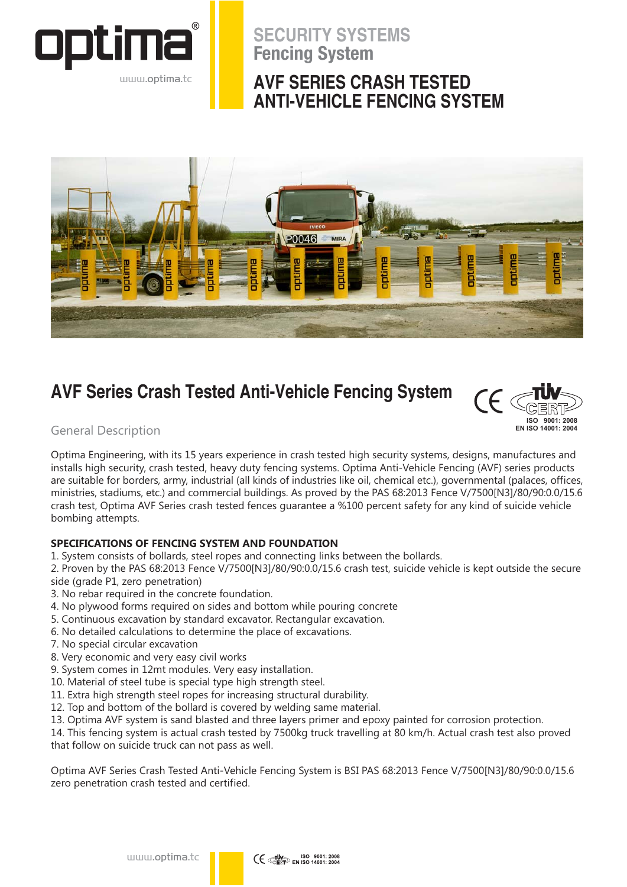# SECURITY SYSTEMS
## Fencing System

# AVF SERIES CRASH TESTED ANTI-VEHICLE FENCING SYSTEM

## AVF Series Crash Tested Anti-Vehicle Fencing System

ISO 9001: 2008
EN ISO 14001: 2004

### General Description

Optima Engineering, with its 15 years experience in crash tested high security systems, designs, manufactures and installs high security, crash tested, heavy duty fencing systems. Optima Anti-Vehicle Fencing (AVF) series products are suitable for borders, army, industrial (all kinds of industries like oil, chemical etc.), governmental (palaces, offices, ministries, stadiums, etc.) and commercial buildings. As proved by the PAS 68:2013 Fence V/7500[N3]/80/90:0.0/15.6 crash test, Optima AVF Series crash tested fences guarantee a %100 percent safety for any kind of suicide vehicle bombing attempts.

**SPECIFICATIONS OF FENCING SYSTEM AND FOUNDATION**

1. System consists of bollards, steel ropes and connecting links between the bollards.
2. Proven by the PAS 68:2013 Fence V/7500[N3]/80/90:0.0/15.6 crash test, suicide vehicle is kept outside the secure side (grade P1, zero penetration)
3. No rebar required in the concrete foundation.
4. No plywood forms required on sides and bottom while pouring concrete
5. Continuous excavation by standard excavator. Rectangular excavation.
6. No detailed calculations to determine the place of excavations.
7. No special circular excavation
8. Very economic and very easy civil works
9. System comes in 12mt modules. Very easy installation.
10. Material of steel tube is special type high strength steel.
11. Extra high strength steel ropes for increasing structural durability.
12. Top and bottom of the bollard is covered by welding same material.
13. Optima AVF system is sand blasted and three layers primer and epoxy painted for corrosion protection.
14. This fencing system is actual crash tested by 7500kg truck travelling at 80 km/h. Actual crash test also proved that follow on suicide truck can not pass as well.

Optima AVF Series Crash Tested Anti-Vehicle Fencing System is BSI PAS 68:2013 Fence V/7500[N3]/80/90:0.0/15.6 zero penetration crash tested and certified.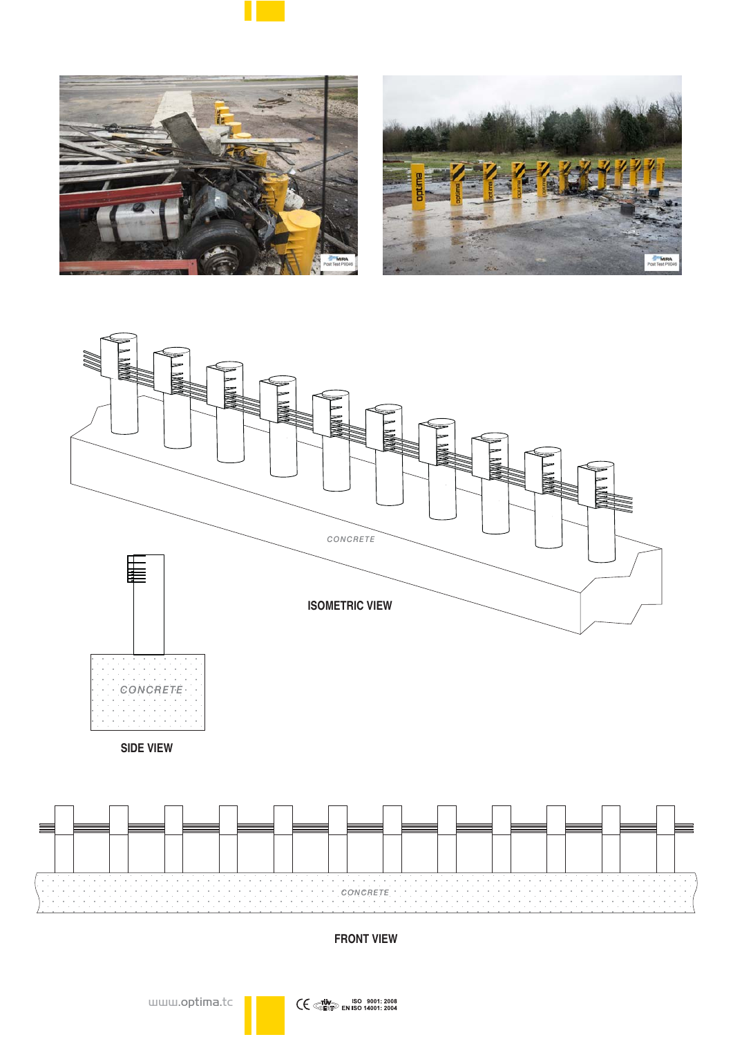CONCRETE

ISOMETRIC VIEW

CONCRETE

SIDE VIEW

CONCRETE

FRONT VIEW